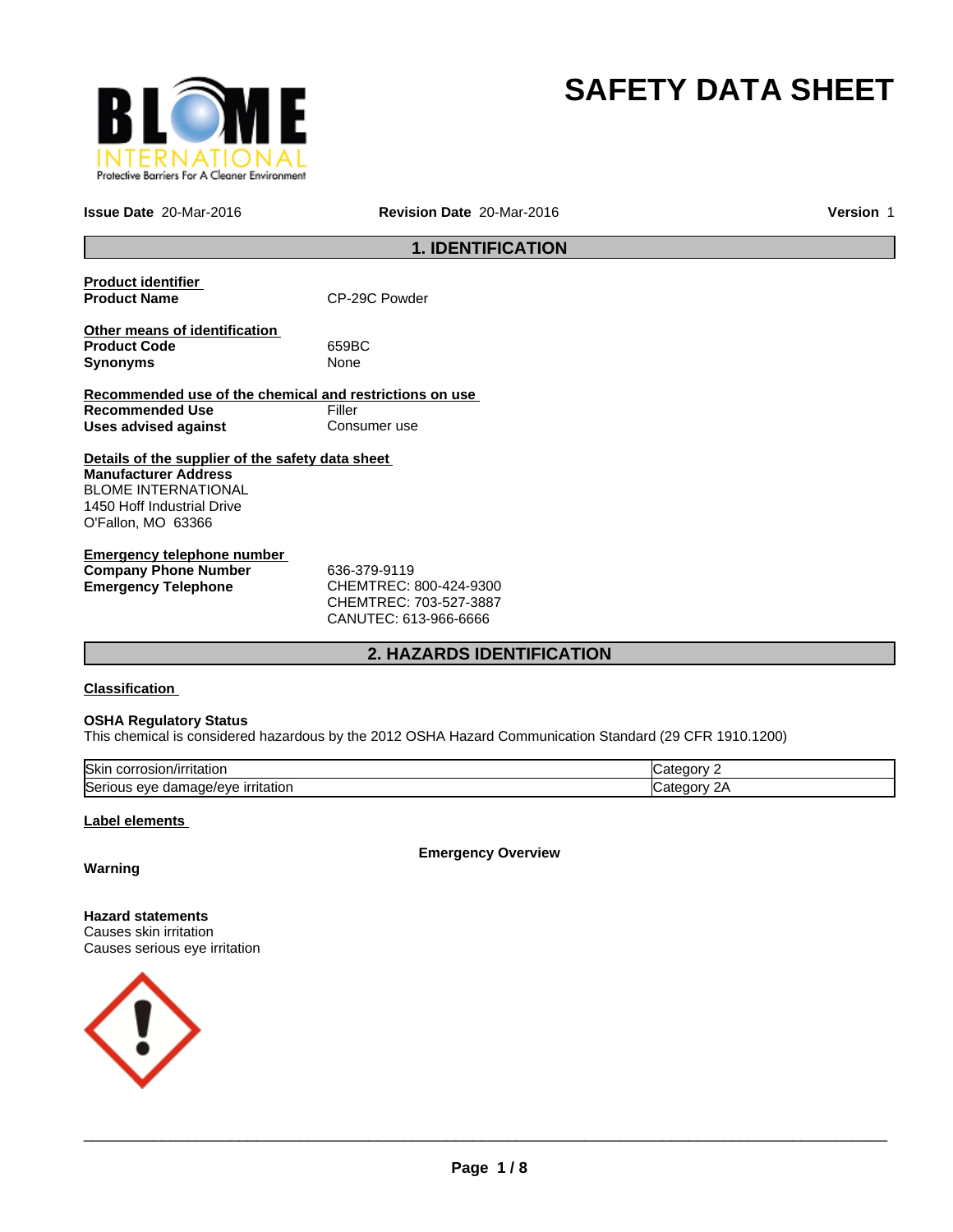# SAFETY DATA SHEET

**Issue Date** 20-Mar-2016 **Revision Date** 20-Mar-2016 **Version** 1

## 1. IDENTIFICATION

**Product identifier**

**Product Name** CP-29C Powder

**Other means of identification**

**Product Code** 659BC

**Synonyms** None

**Recommended use of the chemical and restrictions on use**

**Recommended Use** Filler

**Uses advised against** Consumer use

**Details of the supplier of the safety data sheet**

**Manufacturer Address**
BLOME INTERNATIONAL
1450 Hoff Industrial Drive
O'Fallon, MO 63366

**Emergency telephone number**

**Company Phone Number** 636-379-9119

**Emergency Telephone** CHEMTREC: 800-424-9300
CHEMTREC: 703-527-3887
CANUTEC: 613-966-6666

## 2. HAZARDS IDENTIFICATION

**Classification**

**OSHA Regulatory Status**
This chemical is considered hazardous by the 2012 OSHA Hazard Communication Standard (29 CFR 1910.1200)

| | |
|---|---|
| Skin corrosion/irritation | Category 2 |
| Serious eye damage/eye irritation | Category 2A |

**Label elements**

**Emergency Overview**

**Warning**

**Hazard statements**
Causes skin irritation
Causes serious eye irritation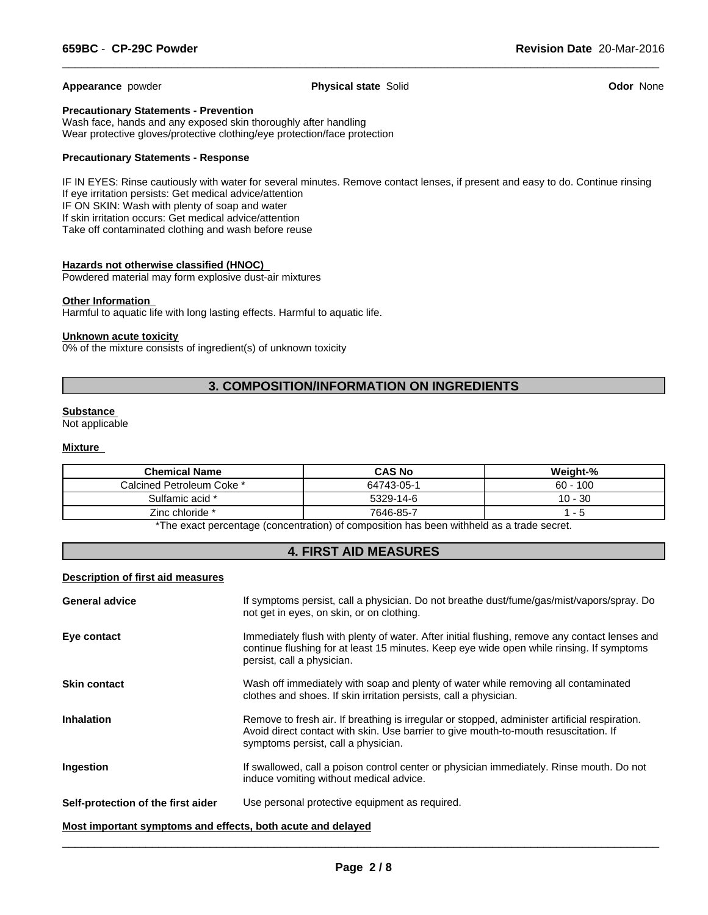**Appearance** powder **Physical state** Solid **Odor** None

**Precautionary Statements - Prevention**

Wash face, hands and any exposed skin thoroughly after handling
Wear protective gloves/protective clothing/eye protection/face protection

**Precautionary Statements - Response**

IF IN EYES: Rinse cautiously with water for several minutes. Remove contact lenses, if present and easy to do. Continue rinsing
If eye irritation persists: Get medical advice/attention
IF ON SKIN: Wash with plenty of soap and water
If skin irritation occurs: Get medical advice/attention
Take off contaminated clothing and wash before reuse

**Hazards not otherwise classified (HNOC)**

Powdered material may form explosive dust-air mixtures

**Other Information**

Harmful to aquatic life with long lasting effects. Harmful to aquatic life.

**Unknown acute toxicity**

0% of the mixture consists of ingredient(s) of unknown toxicity

## 3. COMPOSITION/INFORMATION ON INGREDIENTS

**Substance**

Not applicable

**Mixture**

| Chemical Name | CAS No | Weight-% |
|---|---|---|
| Calcined Petroleum Coke * | 64743-05-1 | 60 - 100 |
| Sulfamic acid * | 5329-14-6 | 10 - 30 |
| Zinc chloride * | 7646-85-7 | 1 - 5 |

*The exact percentage (concentration) of composition has been withheld as a trade secret.

## 4. FIRST AID MEASURES

**Description of first aid measures**

**General advice** If symptoms persist, call a physician. Do not breathe dust/fume/gas/mist/vapors/spray. Do not get in eyes, on skin, or on clothing.

**Eye contact** Immediately flush with plenty of water. After initial flushing, remove any contact lenses and continue flushing for at least 15 minutes. Keep eye wide open while rinsing. If symptoms persist, call a physician.

**Skin contact** Wash off immediately with soap and plenty of water while removing all contaminated clothes and shoes. If skin irritation persists, call a physician.

**Inhalation** Remove to fresh air. If breathing is irregular or stopped, administer artificial respiration. Avoid direct contact with skin. Use barrier to give mouth-to-mouth resuscitation. If symptoms persist, call a physician.

**Ingestion** If swallowed, call a poison control center or physician immediately. Rinse mouth. Do not induce vomiting without medical advice.

**Self-protection of the first aider** Use personal protective equipment as required.

**Most important symptoms and effects, both acute and delayed**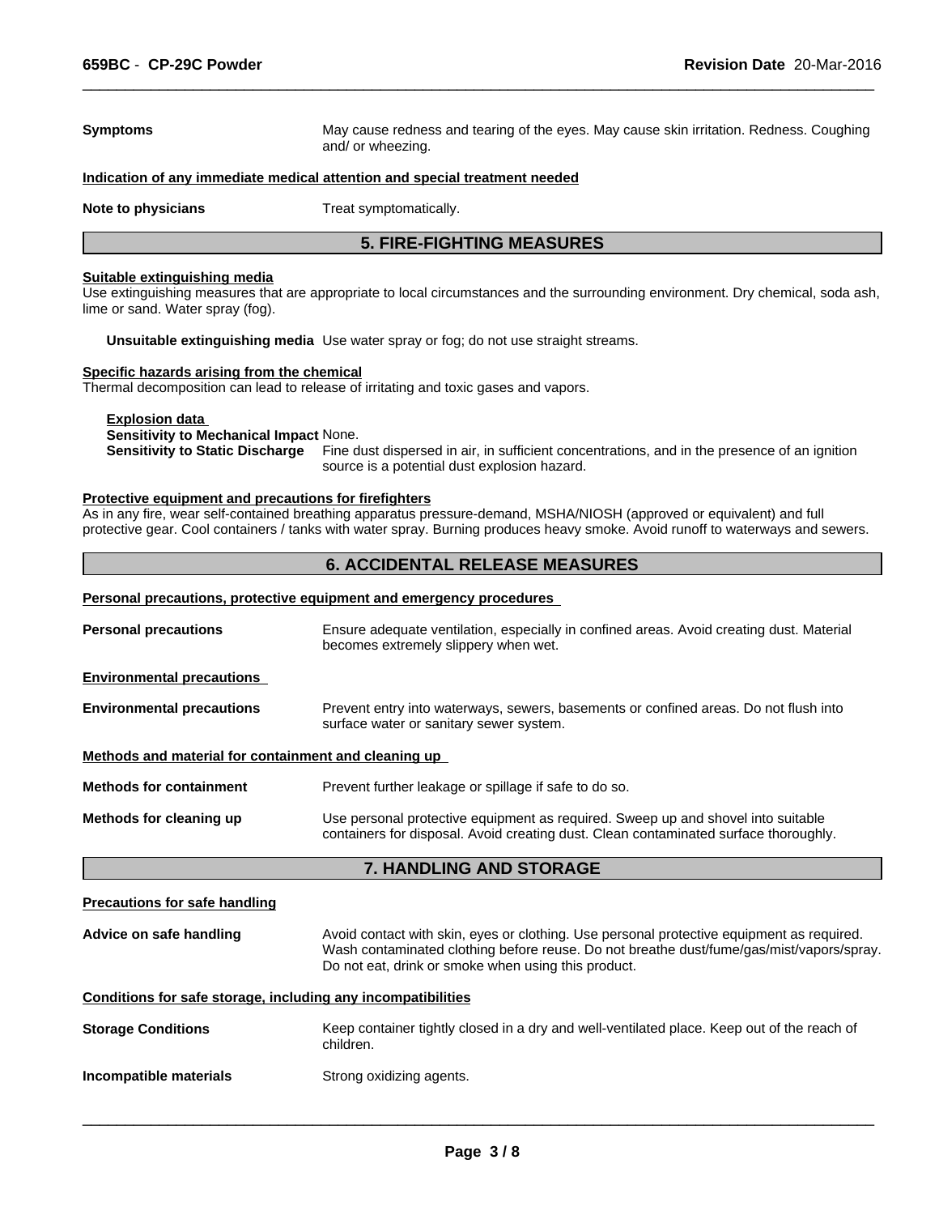**Symptoms** May cause redness and tearing of the eyes. May cause skin irritation. Redness. Coughing and/ or wheezing.

**Indication of any immediate medical attention and special treatment needed**

**Note to physicians** Treat symptomatically.

## 5. FIRE-FIGHTING MEASURES

**Suitable extinguishing media**

Use extinguishing measures that are appropriate to local circumstances and the surrounding environment. Dry chemical, soda ash, lime or sand. Water spray (fog).

**Unsuitable extinguishing media** Use water spray or fog; do not use straight streams.

**Specific hazards arising from the chemical**

Thermal decomposition can lead to release of irritating and toxic gases and vapors.

**Explosion data**

**Sensitivity to Mechanical Impact** None.

**Sensitivity to Static Discharge** Fine dust dispersed in air, in sufficient concentrations, and in the presence of an ignition source is a potential dust explosion hazard.

**Protective equipment and precautions for firefighters**

As in any fire, wear self-contained breathing apparatus pressure-demand, MSHA/NIOSH (approved or equivalent) and full protective gear. Cool containers / tanks with water spray. Burning produces heavy smoke. Avoid runoff to waterways and sewers.

## 6. ACCIDENTAL RELEASE MEASURES

**Personal precautions, protective equipment and emergency procedures**

**Personal precautions** Ensure adequate ventilation, especially in confined areas. Avoid creating dust. Material becomes extremely slippery when wet.

**Environmental precautions**

**Environmental precautions** Prevent entry into waterways, sewers, basements or confined areas. Do not flush into surface water or sanitary sewer system.

**Methods and material for containment and cleaning up**

**Methods for containment** Prevent further leakage or spillage if safe to do so.

**Methods for cleaning up** Use personal protective equipment as required. Sweep up and shovel into suitable containers for disposal. Avoid creating dust. Clean contaminated surface thoroughly.

## 7. HANDLING AND STORAGE

**Precautions for safe handling**

**Advice on safe handling** Avoid contact with skin, eyes or clothing. Use personal protective equipment as required. Wash contaminated clothing before reuse. Do not breathe dust/fume/gas/mist/vapors/spray. Do not eat, drink or smoke when using this product.

**Conditions for safe storage, including any incompatibilities**

**Storage Conditions** Keep container tightly closed in a dry and well-ventilated place. Keep out of the reach of children.

**Incompatible materials** Strong oxidizing agents.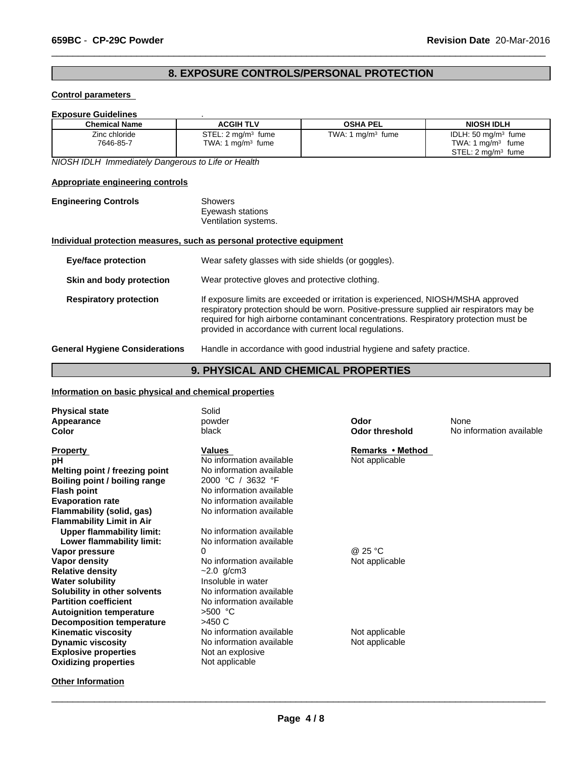## 8. EXPOSURE CONTROLS/PERSONAL PROTECTION

### Control parameters

**Exposure Guidelines** .

| Chemical Name | ACGIH TLV | OSHA PEL | NIOSH IDLH |
|---|---|---|---|
| Zinc chloride<br>7646-85-7 | STEL: 2 mg/m³ fume<br>TWA: 1 mg/m³ fume | TWA: 1 mg/m³ fume | IDLH: 50 mg/m³ fume<br>TWA: 1 mg/m³ fume<br>STEL: 2 mg/m³ fume |

*NIOSH IDLH Immediately Dangerous to Life or Health*

### Appropriate engineering controls

**Engineering Controls**
Showers
Eyewash stations
Ventilation systems.

### Individual protection measures, such as personal protective equipment

**Eye/face protection** Wear safety glasses with side shields (or goggles).

**Skin and body protection** Wear protective gloves and protective clothing.

**Respiratory protection** If exposure limits are exceeded or irritation is experienced, NIOSH/MSHA approved respiratory protection should be worn. Positive-pressure supplied air respirators may be required for high airborne contaminant concentrations. Respiratory protection must be provided in accordance with current local regulations.

**General Hygiene Considerations** Handle in accordance with good industrial hygiene and safety practice.

## 9. PHYSICAL AND CHEMICAL PROPERTIES

### Information on basic physical and chemical properties

| | | | |
|---|---|---|---|
| **Physical state** | Solid | | |
| **Appearance** | powder | **Odor** | None |
| **Color** | black | **Odor threshold** | No information available |

| **Property** | **Values** | **Remarks • Method** |
|---|---|---|
| **pH** | No information available | Not applicable |
| **Melting point / freezing point** | No information available | |
| **Boiling point / boiling range** | 2000 °C / 3632 °F | |
| **Flash point** | No information available | |
| **Evaporation rate** | No information available | |
| **Flammability (solid, gas)** | No information available | |
| **Flammability Limit in Air** | | |
| **Upper flammability limit:** | No information available | |
| **Lower flammability limit:** | No information available | |
| **Vapor pressure** | 0 | @ 25 °C |
| **Vapor density** | No information available | Not applicable |
| **Relative density** | ~2.0 g/cm3 | |
| **Water solubility** | Insoluble in water | |
| **Solubility in other solvents** | No information available | |
| **Partition coefficient** | No information available | |
| **Autoignition temperature** | >500 °C | |
| **Decomposition temperature** | >450 C | |
| **Kinematic viscosity** | No information available | Not applicable |
| **Dynamic viscosity** | No information available | Not applicable |
| **Explosive properties** | Not an explosive | |
| **Oxidizing properties** | Not applicable | |

### Other Information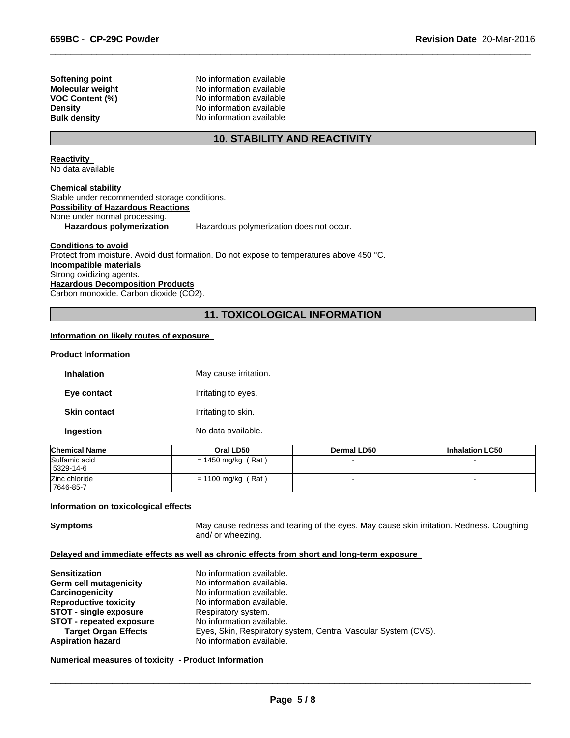| | |
|---|---|
| **Softening point** | No information available |
| **Molecular weight** | No information available |
| **VOC Content (%)** | No information available |
| **Density** | No information available |
| **Bulk density** | No information available |

## 10. STABILITY AND REACTIVITY

**Reactivity**
No data available

**Chemical stability**
Stable under recommended storage conditions.
**Possibility of Hazardous Reactions**
None under normal processing.
**Hazardous polymerization** Hazardous polymerization does not occur.

**Conditions to avoid**
Protect from moisture. Avoid dust formation. Do not expose to temperatures above 450 °C.
**Incompatible materials**
Strong oxidizing agents.
**Hazardous Decomposition Products**
Carbon monoxide. Carbon dioxide ($CO_2$).

## 11. TOXICOLOGICAL INFORMATION

**Information on likely routes of exposure**

**Product Information**

| | |
|---|---|
| **Inhalation** | May cause irritation. |
| **Eye contact** | Irritating to eyes. |
| **Skin contact** | Irritating to skin. |
| **Ingestion** | No data available. |

| Chemical Name | Oral LD50 | Dermal LD50 | Inhalation LC50 |
|---|---|---|---|
| Sulfamic acid 5329-14-6 | = 1450 mg/kg ( Rat ) | - | - |
| Zinc chloride 7646-85-7 | = 1100 mg/kg ( Rat ) | - | - |

**Information on toxicological effects**

**Symptoms** May cause redness and tearing of the eyes. May cause skin irritation. Redness. Coughing and/ or wheezing.

**Delayed and immediate effects as well as chronic effects from short and long-term exposure**

| | |
|---|---|
| **Sensitization** | No information available. |
| **Germ cell mutagenicity** | No information available. |
| **Carcinogenicity** | No information available. |
| **Reproductive toxicity** | No information available. |
| **STOT - single exposure** | Respiratory system. |
| **STOT - repeated exposure** | No information available. |
| **Target Organ Effects** | Eyes, Skin, Respiratory system, Central Vascular System (CVS). |
| **Aspiration hazard** | No information available. |

**Numerical measures of toxicity - Product Information**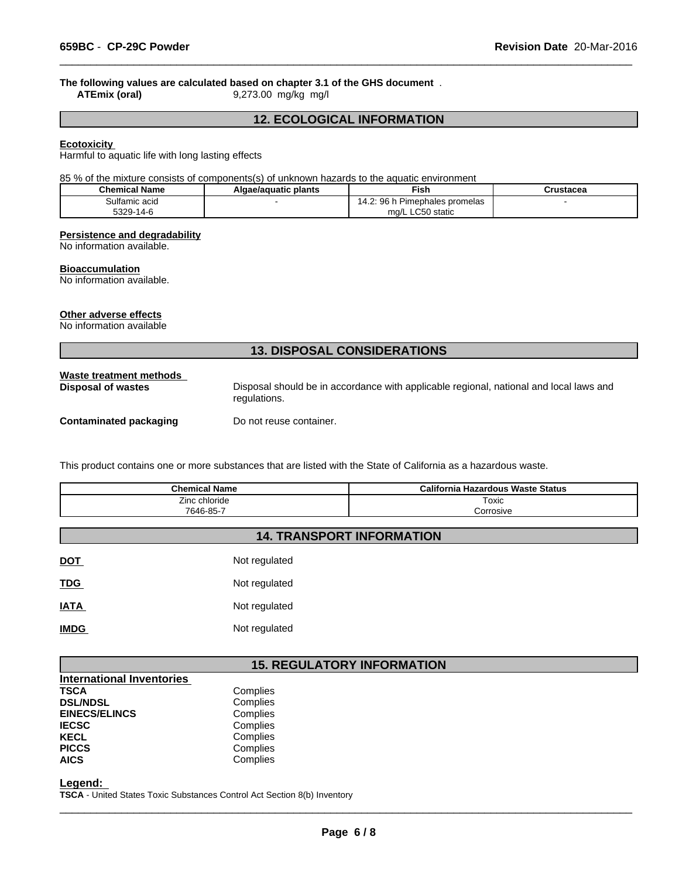**The following values are calculated based on chapter 3.1 of the GHS document** .

**ATEmix (oral)** 9,273.00 mg/kg mg/l

## 12. ECOLOGICAL INFORMATION

**Ecotoxicity**

Harmful to aquatic life with long lasting effects

85 % of the mixture consists of components(s) of unknown hazards to the aquatic environment

| Chemical Name | Algae/aquatic plants | Fish | Crustacea |
|---|---|---|---|
| Sulfamic acid<br>5329-14-6 | - | 14.2: 96 h Pimephales promelas mg/L LC50 static | - |

**Persistence and degradability**

No information available.

**Bioaccumulation**

No information available.

**Other adverse effects**

No information available

## 13. DISPOSAL CONSIDERATIONS

**Waste treatment methods**

**Disposal of wastes** Disposal should be in accordance with applicable regional, national and local laws and regulations.

**Contaminated packaging** Do not reuse container.

This product contains one or more substances that are listed with the State of California as a hazardous waste.

| Chemical Name | California Hazardous Waste Status |
|---|---|
| Zinc chloride<br>7646-85-7 | Toxic<br>Corrosive |

## 14. TRANSPORT INFORMATION

**DOT** Not regulated

**TDG** Not regulated

**IATA** Not regulated

**IMDG** Not regulated

## 15. REGULATORY INFORMATION

**International Inventories**

| | |
|---|---|
| **TSCA** | Complies |
| **DSL/NDSL** | Complies |
| **EINECS/ELINCS** | Complies |
| **IECSC** | Complies |
| **KECL** | Complies |
| **PICCS** | Complies |
| **AICS** | Complies |

**Legend:**

**TSCA** - United States Toxic Substances Control Act Section 8(b) Inventory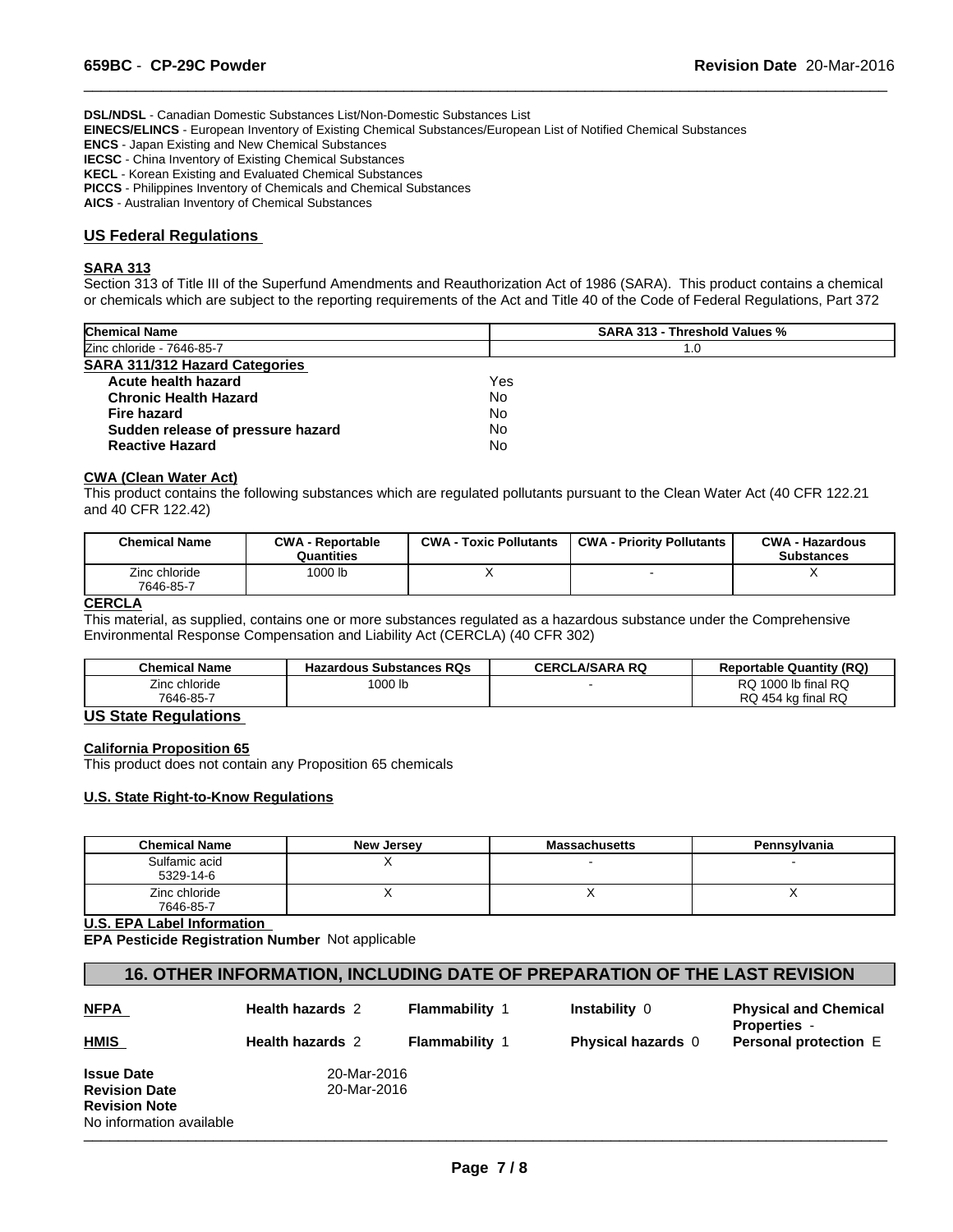**DSL/NDSL** - Canadian Domestic Substances List/Non-Domestic Substances List
**EINECS/ELINCS** - European Inventory of Existing Chemical Substances/European List of Notified Chemical Substances
**ENCS** - Japan Existing and New Chemical Substances
**IECSC** - China Inventory of Existing Chemical Substances
**KECL** - Korean Existing and Evaluated Chemical Substances
**PICCS** - Philippines Inventory of Chemicals and Chemical Substances
**AICS** - Australian Inventory of Chemical Substances

## US Federal Regulations

### SARA 313

Section 313 of Title III of the Superfund Amendments and Reauthorization Act of 1986 (SARA). This product contains a chemical or chemicals which are subject to the reporting requirements of the Act and Title 40 of the Code of Federal Regulations, Part 372

| Chemical Name | SARA 313 - Threshold Values % |
|---|---|
| Zinc chloride - 7646-85-7 | 1.0 |

### SARA 311/312 Hazard Categories

| | |
|---|---|
| **Acute health hazard** | Yes |
| **Chronic Health Hazard** | No |
| **Fire hazard** | No |
| **Sudden release of pressure hazard** | No |
| **Reactive Hazard** | No |

### CWA (Clean Water Act)

This product contains the following substances which are regulated pollutants pursuant to the Clean Water Act (40 CFR 122.21 and 40 CFR 122.42)

| Chemical Name | CWA - Reportable Quantities | CWA - Toxic Pollutants | CWA - Priority Pollutants | CWA - Hazardous Substances |
|---|---|---|---|---|
| Zinc chloride 7646-85-7 | 1000 lb | X | - | X |

### CERCLA

This material, as supplied, contains one or more substances regulated as a hazardous substance under the Comprehensive Environmental Response Compensation and Liability Act (CERCLA) (40 CFR 302)

| Chemical Name | Hazardous Substances RQs | CERCLA/SARA RQ | Reportable Quantity (RQ) |
|---|---|---|---|
| Zinc chloride 7646-85-7 | 1000 lb | - | RQ 1000 lb final RQ RQ 454 kg final RQ |

## US State Regulations

### California Proposition 65

This product does not contain any Proposition 65 chemicals

### U.S. State Right-to-Know Regulations

| Chemical Name | New Jersey | Massachusetts | Pennsylvania |
|---|---|---|---|
| Sulfamic acid 5329-14-6 | X | - | - |
| Zinc chloride 7646-85-7 | X | X | X |

### U.S. EPA Label Information

**EPA Pesticide Registration Number** Not applicable

## 16. OTHER INFORMATION, INCLUDING DATE OF PREPARATION OF THE LAST REVISION

| | | | | |
|---|---|---|---|---|
| **NFPA** | **Health hazards** 2 | **Flammability** 1 | **Instability** 0 | **Physical and Chemical Properties** - |
| **HMIS** | **Health hazards** 2 | **Flammability** 1 | **Physical hazards** 0 | **Personal protection** E |

**Issue Date** 20-Mar-2016
**Revision Date** 20-Mar-2016
**Revision Note**
No information available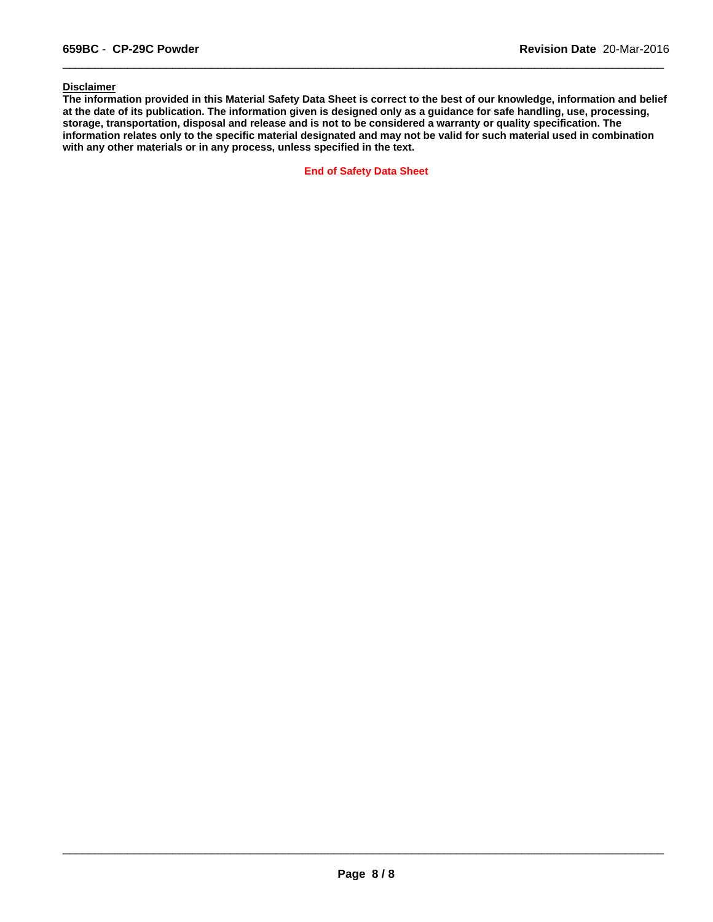**Disclaimer**

**The information provided in this Material Safety Data Sheet is correct to the best of our knowledge, information and belief at the date of its publication. The information given is designed only as a guidance for safe handling, use, processing, storage, transportation, disposal and release and is not to be considered a warranty or quality specification. The information relates only to the specific material designated and may not be valid for such material used in combination with any other materials or in any process, unless specified in the text.**

**End of Safety Data Sheet**